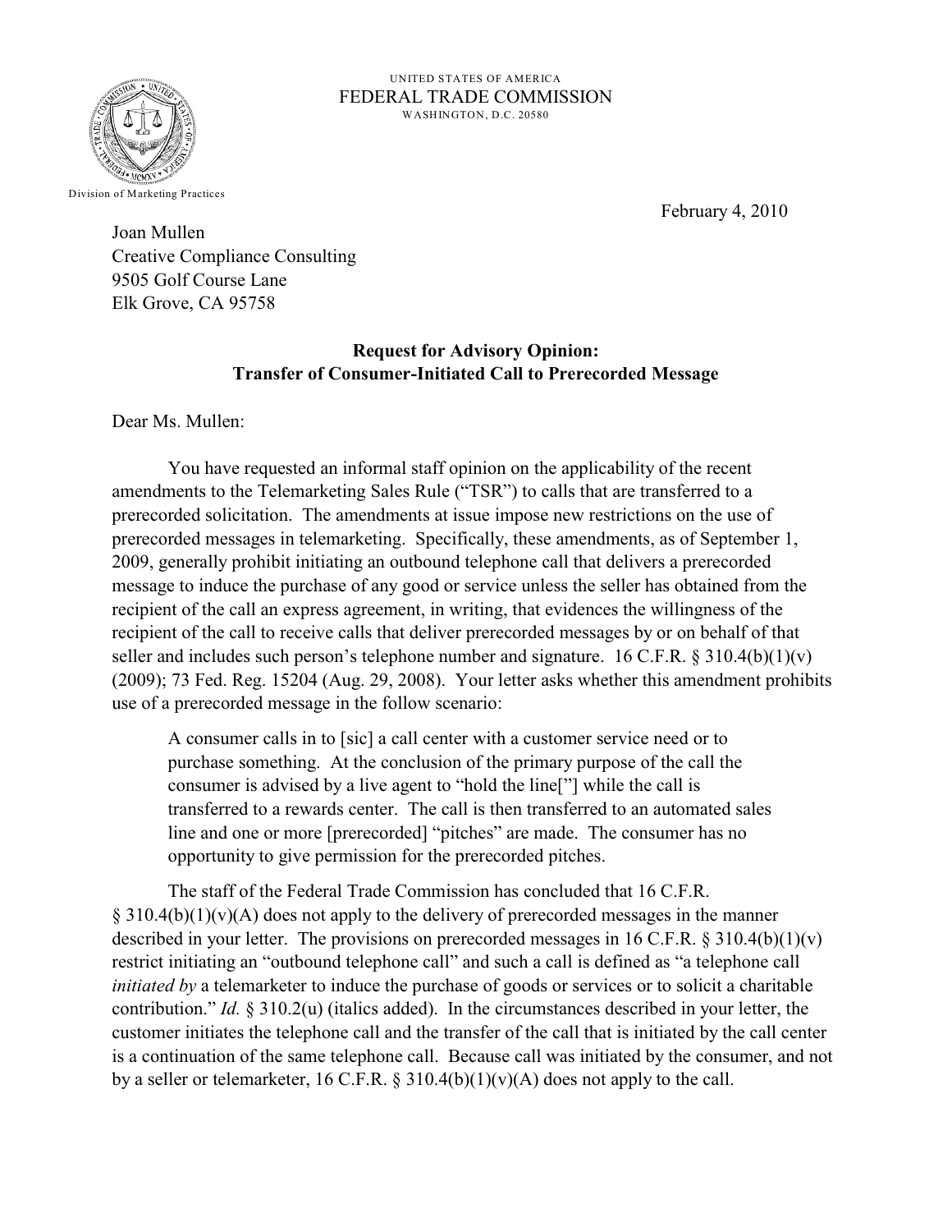UNITED STATES OF AMERICA
FEDERAL TRADE COMMISSION
WASHINGTON, D.C. 20580

Division of Marketing Practices

February 4, 2010

Joan Mullen
Creative Compliance Consulting
9505 Golf Course Lane
Elk Grove, CA 95758

**Request for Advisory Opinion:**
**Transfer of Consumer-Initiated Call to Prerecorded Message**

Dear Ms. Mullen:

You have requested an informal staff opinion on the applicability of the recent amendments to the Telemarketing Sales Rule ("TSR") to calls that are transferred to a prerecorded solicitation. The amendments at issue impose new restrictions on the use of prerecorded messages in telemarketing. Specifically, these amendments, as of September 1, 2009, generally prohibit initiating an outbound telephone call that delivers a prerecorded message to induce the purchase of any good or service unless the seller has obtained from the recipient of the call an express agreement, in writing, that evidences the willingness of the recipient of the call to receive calls that deliver prerecorded messages by or on behalf of that seller and includes such person's telephone number and signature. 16 C.F.R. § 310.4(b)(1)(v) (2009); 73 Fed. Reg. 15204 (Aug. 29, 2008). Your letter asks whether this amendment prohibits use of a prerecorded message in the follow scenario:

> A consumer calls in to [sic] a call center with a customer service need or to purchase something. At the conclusion of the primary purpose of the call the consumer is advised by a live agent to "hold the line["] while the call is transferred to a rewards center. The call is then transferred to an automated sales line and one or more [prerecorded] "pitches" are made. The consumer has no opportunity to give permission for the prerecorded pitches.

The staff of the Federal Trade Commission has concluded that 16 C.F.R. § 310.4(b)(1)(v)(A) does not apply to the delivery of prerecorded messages in the manner described in your letter. The provisions on prerecorded messages in 16 C.F.R. § 310.4(b)(1)(v) restrict initiating an "outbound telephone call" and such a call is defined as "a telephone call *initiated by* a telemarketer to induce the purchase of goods or services or to solicit a charitable contribution." *Id.* § 310.2(u) (italics added). In the circumstances described in your letter, the customer initiates the telephone call and the transfer of the call that is initiated by the call center is a continuation of the same telephone call. Because call was initiated by the consumer, and not by a seller or telemarketer, 16 C.F.R. § 310.4(b)(1)(v)(A) does not apply to the call.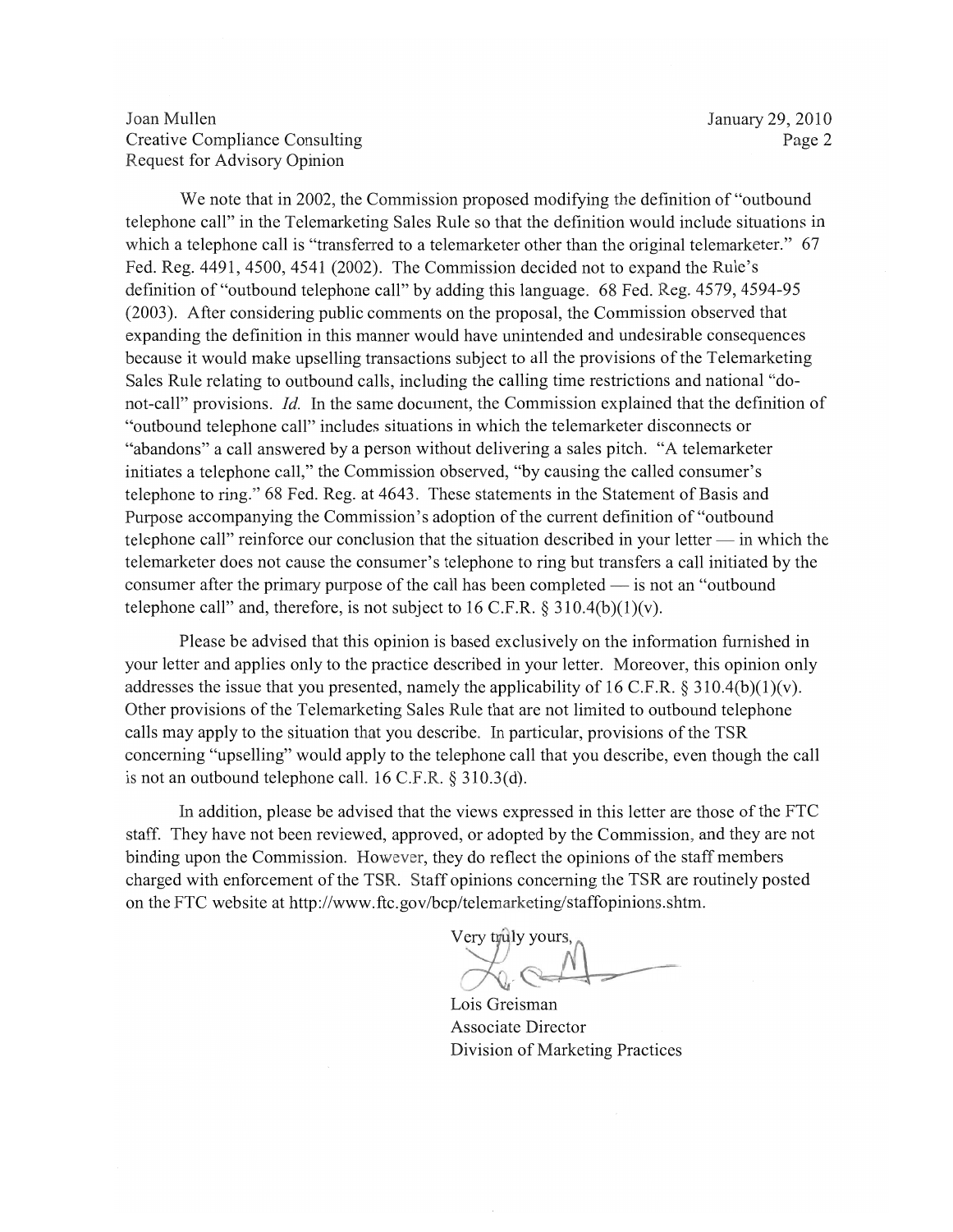We note that in 2002, the Commission proposed modifying the definition of "outbound telephone call" in the Telemarketing Sales Rule so that the definition would include situations in which a telephone call is "transferred to a telemarketer other than the original telemarketer." 67 Fed. Reg. 4491, 4500, 4541 (2002). The Commission decided not to expand the Rule's definition of "outbound telephone call" by adding this language. 68 Fed. Reg. 4579, 4594-95 (2003). After considering public comments on the proposal, the Commission observed that expanding the definition in this manner would have unintended and undesirable consequences because it would make upselling transactions subject to all the provisions of the Telemarketing Sales Rule relating to outbound calls, including the calling time restrictions and national "do-not-call" provisions. *Id.* In the same document, the Commission explained that the definition of "outbound telephone call" includes situations in which the telemarketer disconnects or "abandons" a call answered by a person without delivering a sales pitch. "A telemarketer initiates a telephone call," the Commission observed, "by causing the called consumer's telephone to ring." 68 Fed. Reg. at 4643. These statements in the Statement of Basis and Purpose accompanying the Commission's adoption of the current definition of "outbound telephone call" reinforce our conclusion that the situation described in your letter — in which the telemarketer does not cause the consumer's telephone to ring but transfers a call initiated by the consumer after the primary purpose of the call has been completed — is not an "outbound telephone call" and, therefore, is not subject to 16 C.F.R. § 310.4(b)(1)(v).

Please be advised that this opinion is based exclusively on the information furnished in your letter and applies only to the practice described in your letter. Moreover, this opinion only addresses the issue that you presented, namely the applicability of 16 C.F.R. § 310.4(b)(1)(v). Other provisions of the Telemarketing Sales Rule that are not limited to outbound telephone calls may apply to the situation that you describe. In particular, provisions of the TSR concerning "upselling" would apply to the telephone call that you describe, even though the call is not an outbound telephone call. 16 C.F.R. § 310.3(d).

In addition, please be advised that the views expressed in this letter are those of the FTC staff. They have not been reviewed, approved, or adopted by the Commission, and they are not binding upon the Commission. However, they do reflect the opinions of the staff members charged with enforcement of the TSR. Staff opinions concerning the TSR are routinely posted on the FTC website at http://www.ftc.gov/bcp/telemarketing/staffopinions.shtm.

Very truly yours,

Lois Greisman
Associate Director
Division of Marketing Practices